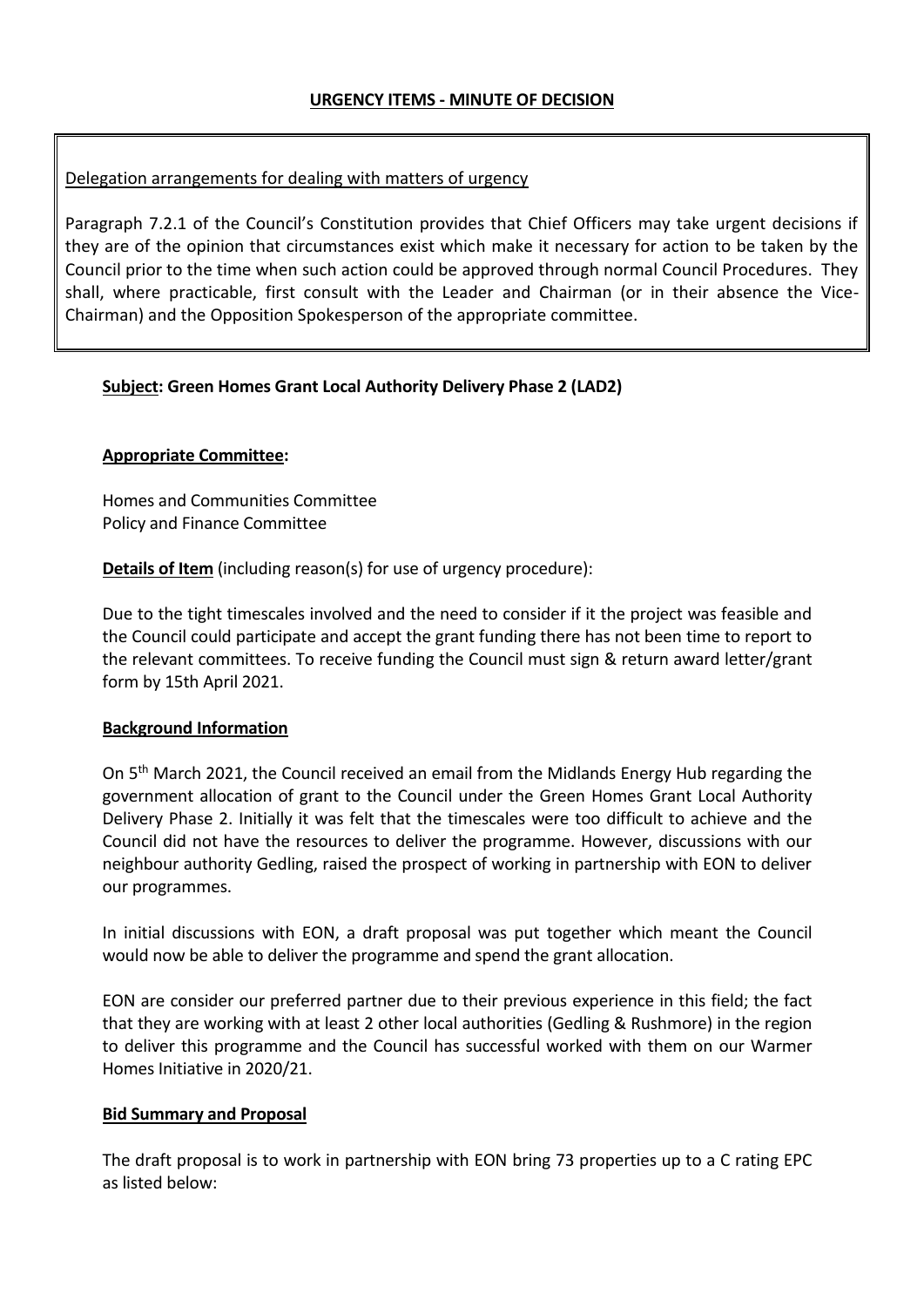**URGENCY ITEMS - MINUTE OF DECISION**

Delegation arrangements for dealing with matters of urgency

Paragraph 7.2.1 of the Council's Constitution provides that Chief Officers may take urgent decisions if they are of the opinion that circumstances exist which make it necessary for action to be taken by the Council prior to the time when such action could be approved through normal Council Procedures. They shall, where practicable, first consult with the Leader and Chairman (or in their absence the Vice-Chairman) and the Opposition Spokesperson of the appropriate committee.

**Subject: Green Homes Grant Local Authority Delivery Phase 2 (LAD2)**

**Appropriate Committee:**

Homes and Communities Committee
Policy and Finance Committee

**Details of Item** (including reason(s) for use of urgency procedure):

Due to the tight timescales involved and the need to consider if it the project was feasible and the Council could participate and accept the grant funding there has not been time to report to the relevant committees. To receive funding the Council must sign & return award letter/grant form by 15th April 2021.

**Background Information**

On 5th March 2021, the Council received an email from the Midlands Energy Hub regarding the government allocation of grant to the Council under the Green Homes Grant Local Authority Delivery Phase 2. Initially it was felt that the timescales were too difficult to achieve and the Council did not have the resources to deliver the programme. However, discussions with our neighbour authority Gedling, raised the prospect of working in partnership with EON to deliver our programmes.

In initial discussions with EON, a draft proposal was put together which meant the Council would now be able to deliver the programme and spend the grant allocation.

EON are consider our preferred partner due to their previous experience in this field; the fact that they are working with at least 2 other local authorities (Gedling & Rushmore) in the region to deliver this programme and the Council has successful worked with them on our Warmer Homes Initiative in 2020/21.

**Bid Summary and Proposal**

The draft proposal is to work in partnership with EON bring 73 properties up to a C rating EPC as listed below: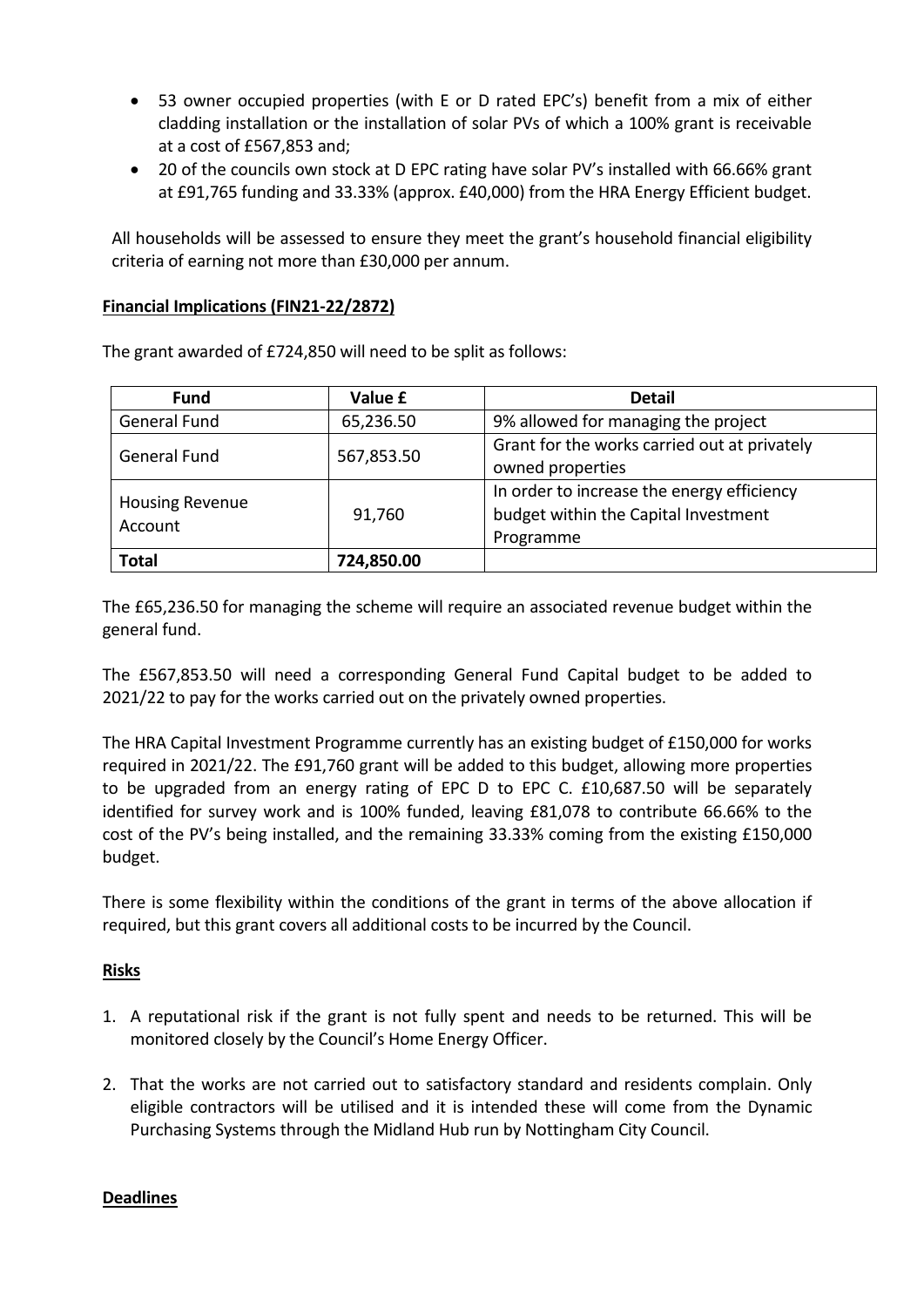- 53 owner occupied properties (with E or D rated EPC's) benefit from a mix of either cladding installation or the installation of solar PVs of which a 100% grant is receivable at a cost of £567,853 and;
- 20 of the councils own stock at D EPC rating have solar PV's installed with 66.66% grant at £91,765 funding and 33.33% (approx. £40,000) from the HRA Energy Efficient budget.

All households will be assessed to ensure they meet the grant's household financial eligibility criteria of earning not more than £30,000 per annum.

**Financial Implications (FIN21-22/2872)**

The grant awarded of £724,850 will need to be split as follows:

| Fund | Value £ | Detail |
|---|---|---|
| General Fund | 65,236.50 | 9% allowed for managing the project |
| General Fund | 567,853.50 | Grant for the works carried out at privately owned properties |
| Housing Revenue Account | 91,760 | In order to increase the energy efficiency budget within the Capital Investment Programme |
| **Total** | **724,850.00** | |

The £65,236.50 for managing the scheme will require an associated revenue budget within the general fund.

The £567,853.50 will need a corresponding General Fund Capital budget to be added to 2021/22 to pay for the works carried out on the privately owned properties.

The HRA Capital Investment Programme currently has an existing budget of £150,000 for works required in 2021/22. The £91,760 grant will be added to this budget, allowing more properties to be upgraded from an energy rating of EPC D to EPC C. £10,687.50 will be separately identified for survey work and is 100% funded, leaving £81,078 to contribute 66.66% to the cost of the PV's being installed, and the remaining 33.33% coming from the existing £150,000 budget.

There is some flexibility within the conditions of the grant in terms of the above allocation if required, but this grant covers all additional costs to be incurred by the Council.

**Risks**

1. A reputational risk if the grant is not fully spent and needs to be returned. This will be monitored closely by the Council's Home Energy Officer.
2. That the works are not carried out to satisfactory standard and residents complain. Only eligible contractors will be utilised and it is intended these will come from the Dynamic Purchasing Systems through the Midland Hub run by Nottingham City Council.

**Deadlines**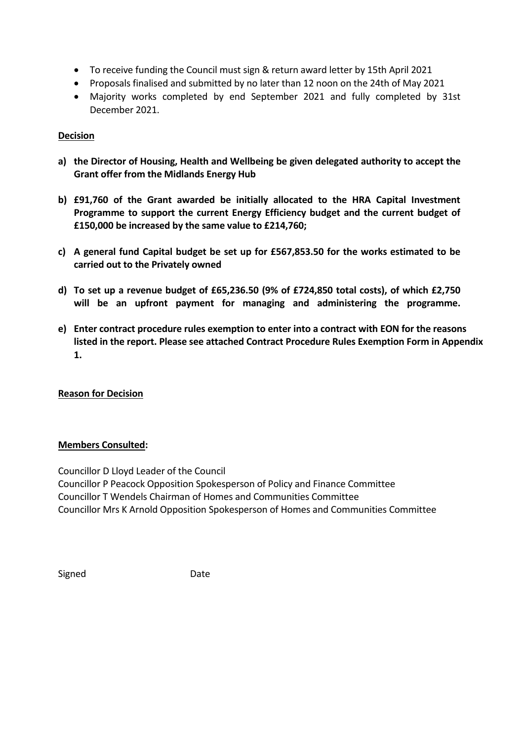- To receive funding the Council must sign & return award letter by 15th April 2021
- Proposals finalised and submitted by no later than 12 noon on the 24th of May 2021
- Majority works completed by end September 2021 and fully completed by 31st December 2021.

**Decision**

**a) the Director of Housing, Health and Wellbeing be given delegated authority to accept the Grant offer from the Midlands Energy Hub**

**b) £91,760 of the Grant awarded be initially allocated to the HRA Capital Investment Programme to support the current Energy Efficiency budget and the current budget of £150,000 be increased by the same value to £214,760;**

**c) A general fund Capital budget be set up for £567,853.50 for the works estimated to be carried out to the Privately owned**

**d) To set up a revenue budget of £65,236.50 (9% of £724,850 total costs), of which £2,750 will be an upfront payment for managing and administering the programme.**

**e) Enter contract procedure rules exemption to enter into a contract with EON for the reasons listed in the report. Please see attached Contract Procedure Rules Exemption Form in Appendix 1.**

**Reason for Decision**

**Members Consulted:**

Councillor D Lloyd Leader of the Council
Councillor P Peacock Opposition Spokesperson of Policy and Finance Committee
Councillor T Wendels Chairman of Homes and Communities Committee
Councillor Mrs K Arnold Opposition Spokesperson of Homes and Communities Committee

Signed Date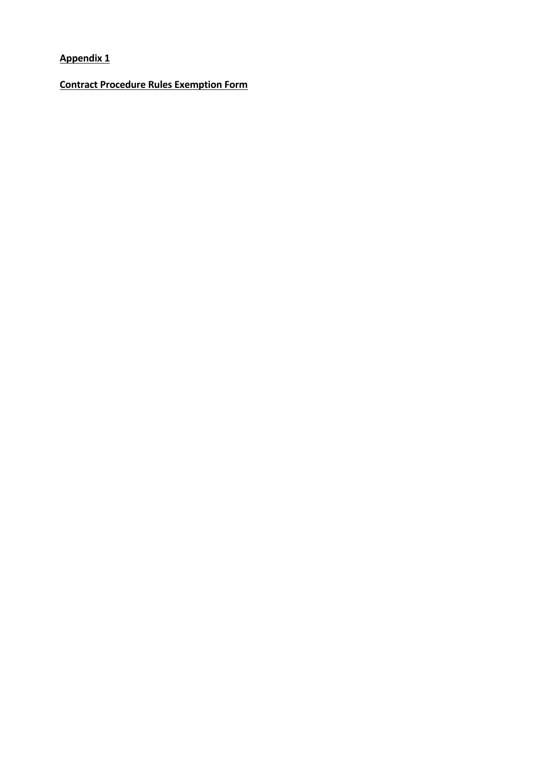**Appendix 1**

**Contract Procedure Rules Exemption Form**